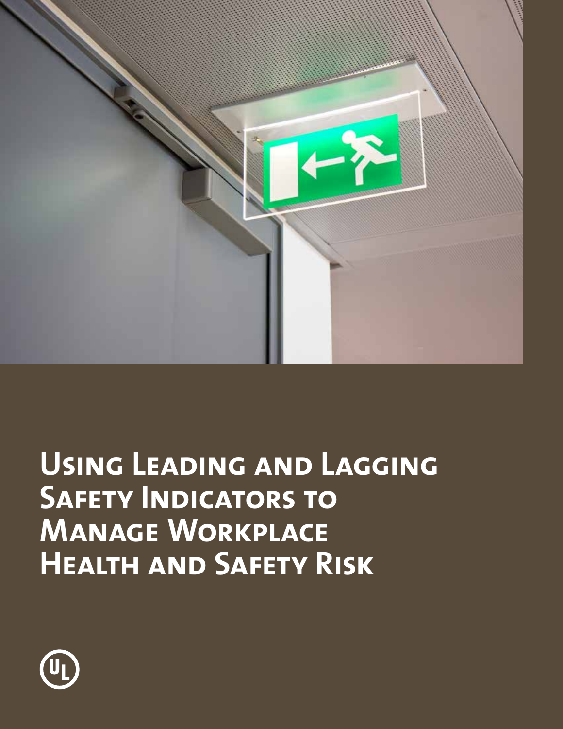# Using Leading and Lagging Safety Indicators to Manage Workplace Health and Safety Risk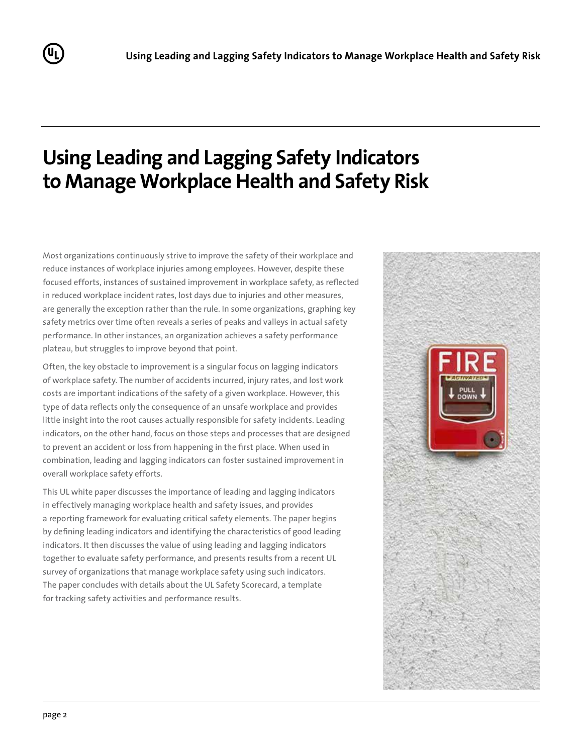# Using Leading and Lagging Safety Indicators to Manage Workplace Health and Safety Risk

Most organizations continuously strive to improve the safety of their workplace and reduce instances of workplace injuries among employees. However, despite these focused efforts, instances of sustained improvement in workplace safety, as reflected in reduced workplace incident rates, lost days due to injuries and other measures, are generally the exception rather than the rule. In some organizations, graphing key safety metrics over time often reveals a series of peaks and valleys in actual safety performance. In other instances, an organization achieves a safety performance plateau, but struggles to improve beyond that point.

Often, the key obstacle to improvement is a singular focus on lagging indicators of workplace safety. The number of accidents incurred, injury rates, and lost work costs are important indications of the safety of a given workplace. However, this type of data reflects only the consequence of an unsafe workplace and provides little insight into the root causes actually responsible for safety incidents. Leading indicators, on the other hand, focus on those steps and processes that are designed to prevent an accident or loss from happening in the first place. When used in combination, leading and lagging indicators can foster sustained improvement in overall workplace safety efforts.

This UL white paper discusses the importance of leading and lagging indicators in effectively managing workplace health and safety issues, and provides a reporting framework for evaluating critical safety elements. The paper begins by defining leading indicators and identifying the characteristics of good leading indicators. It then discusses the value of using leading and lagging indicators together to evaluate safety performance, and presents results from a recent UL survey of organizations that manage workplace safety using such indicators. The paper concludes with details about the UL Safety Scorecard, a template for tracking safety activities and performance results.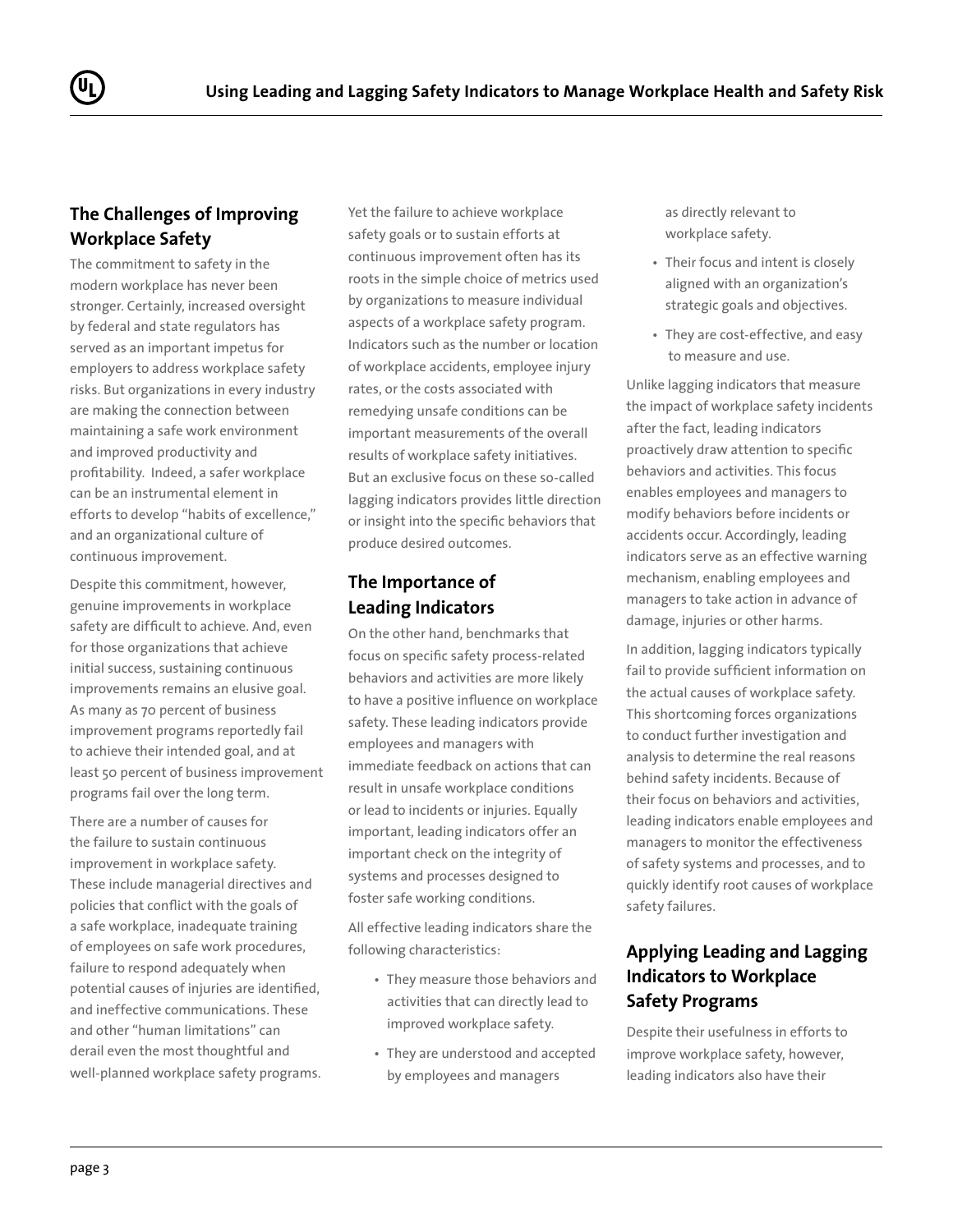## The Challenges of Improving Workplace Safety

The commitment to safety in the modern workplace has never been stronger. Certainly, increased oversight by federal and state regulators has served as an important impetus for employers to address workplace safety risks. But organizations in every industry are making the connection between maintaining a safe work environment and improved productivity and profitability. Indeed, a safer workplace can be an instrumental element in efforts to develop "habits of excellence," and an organizational culture of continuous improvement.

Despite this commitment, however, genuine improvements in workplace safety are difficult to achieve. And, even for those organizations that achieve initial success, sustaining continuous improvements remains an elusive goal. As many as 70 percent of business improvement programs reportedly fail to achieve their intended goal, and at least 50 percent of business improvement programs fail over the long term.

There are a number of causes for the failure to sustain continuous improvement in workplace safety. These include managerial directives and policies that conflict with the goals of a safe workplace, inadequate training of employees on safe work procedures, failure to respond adequately when potential causes of injuries are identified, and ineffective communications. These and other "human limitations" can derail even the most thoughtful and well-planned workplace safety programs.

Yet the failure to achieve workplace safety goals or to sustain efforts at continuous improvement often has its roots in the simple choice of metrics used by organizations to measure individual aspects of a workplace safety program. Indicators such as the number or location of workplace accidents, employee injury rates, or the costs associated with remedying unsafe conditions can be important measurements of the overall results of workplace safety initiatives. But an exclusive focus on these so-called lagging indicators provides little direction or insight into the specific behaviors that produce desired outcomes.

## The Importance of Leading Indicators

On the other hand, benchmarks that focus on specific safety process-related behaviors and activities are more likely to have a positive influence on workplace safety. These leading indicators provide employees and managers with immediate feedback on actions that can result in unsafe workplace conditions or lead to incidents or injuries. Equally important, leading indicators offer an important check on the integrity of systems and processes designed to foster safe working conditions.

All effective leading indicators share the following characteristics:

- They measure those behaviors and activities that can directly lead to improved workplace safety.
- They are understood and accepted by employees and managers as directly relevant to workplace safety.
- Their focus and intent is closely aligned with an organization's strategic goals and objectives.
- They are cost-effective, and easy to measure and use.

Unlike lagging indicators that measure the impact of workplace safety incidents after the fact, leading indicators proactively draw attention to specific behaviors and activities. This focus enables employees and managers to modify behaviors before incidents or accidents occur. Accordingly, leading indicators serve as an effective warning mechanism, enabling employees and managers to take action in advance of damage, injuries or other harms.

In addition, lagging indicators typically fail to provide sufficient information on the actual causes of workplace safety. This shortcoming forces organizations to conduct further investigation and analysis to determine the real reasons behind safety incidents. Because of their focus on behaviors and activities, leading indicators enable employees and managers to monitor the effectiveness of safety systems and processes, and to quickly identify root causes of workplace safety failures.

## Applying Leading and Lagging Indicators to Workplace Safety Programs

Despite their usefulness in efforts to improve workplace safety, however, leading indicators also have their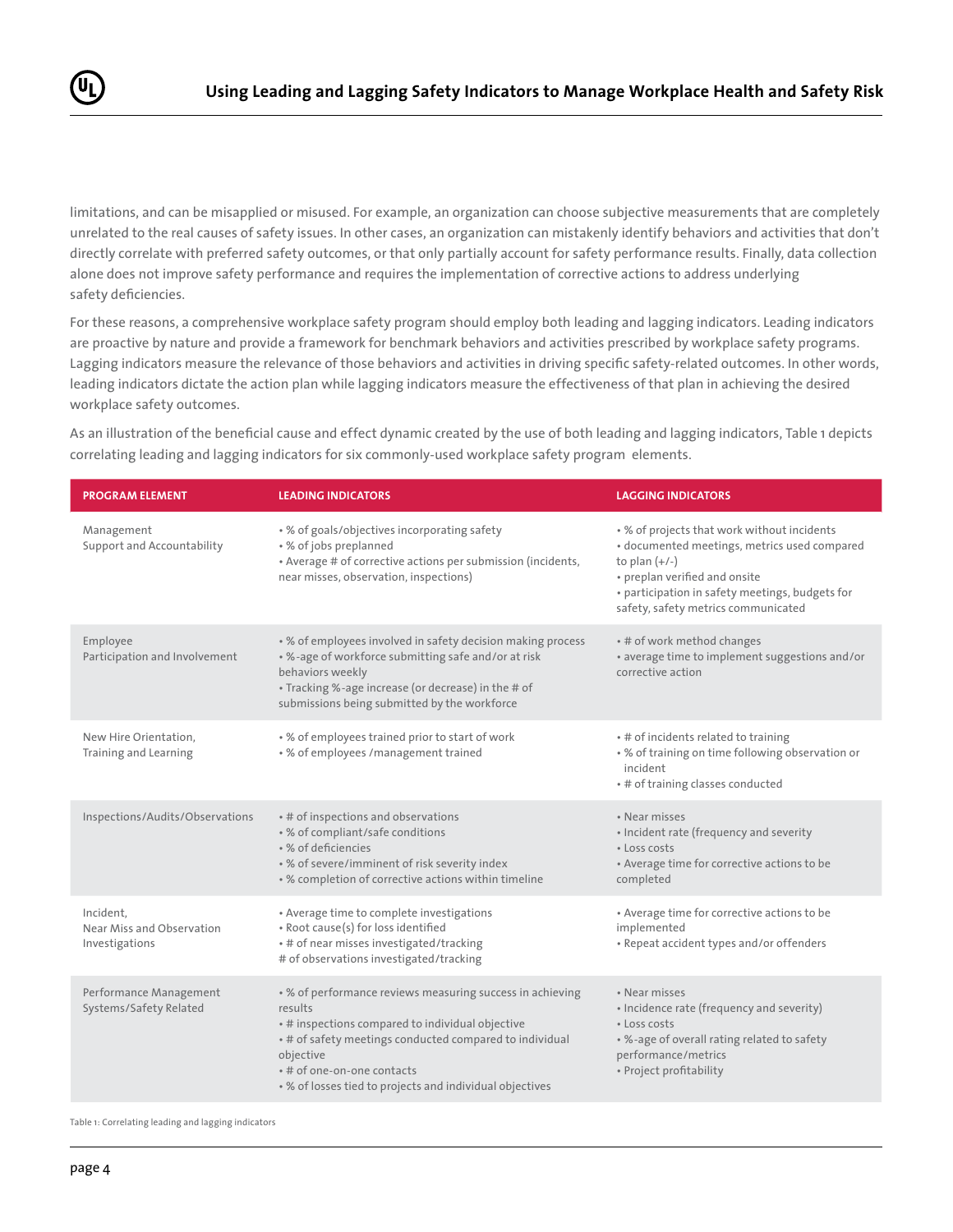limitations, and can be misapplied or misused. For example, an organization can choose subjective measurements that are completely unrelated to the real causes of safety issues. In other cases, an organization can mistakenly identify behaviors and activities that don't directly correlate with preferred safety outcomes, or that only partially account for safety performance results. Finally, data collection alone does not improve safety performance and requires the implementation of corrective actions to address underlying safety deficiencies.

For these reasons, a comprehensive workplace safety program should employ both leading and lagging indicators. Leading indicators are proactive by nature and provide a framework for benchmark behaviors and activities prescribed by workplace safety programs. Lagging indicators measure the relevance of those behaviors and activities in driving specific safety-related outcomes. In other words, leading indicators dictate the action plan while lagging indicators measure the effectiveness of that plan in achieving the desired workplace safety outcomes.

As an illustration of the beneficial cause and effect dynamic created by the use of both leading and lagging indicators, Table 1 depicts correlating leading and lagging indicators for six commonly-used workplace safety program elements.

| PROGRAM ELEMENT | LEADING INDICATORS | LAGGING INDICATORS |
|---|---|---|
| Management Support and Accountability | • % of goals/objectives incorporating safety<br>• % of jobs preplanned<br>• Average # of corrective actions per submission (incidents, near misses, observation, inspections) | • % of projects that work without incidents<br>• documented meetings, metrics used compared to plan (+/-)<br>• preplan verified and onsite<br>• participation in safety meetings, budgets for safety, safety metrics communicated |
| Employee Participation and Involvement | • % of employees involved in safety decision making process<br>• %-age of workforce submitting safe and/or at risk behaviors weekly<br>• Tracking %-age increase (or decrease) in the # of submissions being submitted by the workforce | • # of work method changes<br>• average time to implement suggestions and/or corrective action |
| New Hire Orientation, Training and Learning | • % of employees trained prior to start of work<br>• % of employees /management trained | • # of incidents related to training<br>• % of training on time following observation or incident<br>• # of training classes conducted |
| Inspections/Audits/Observations | • # of inspections and observations<br>• % of compliant/safe conditions<br>• % of deficiencies<br>• % of severe/imminent of risk severity index<br>• % completion of corrective actions within timeline | • Near misses<br>• Incident rate (frequency and severity<br>• Loss costs<br>• Average time for corrective actions to be completed |
| Incident, Near Miss and Observation Investigations | • Average time to complete investigations<br>• Root cause(s) for loss identified<br>• # of near misses investigated/tracking<br># of observations investigated/tracking | • Average time for corrective actions to be implemented<br>• Repeat accident types and/or offenders |
| Performance Management Systems/Safety Related | • % of performance reviews measuring success in achieving results<br>• # inspections compared to individual objective<br>• # of safety meetings conducted compared to individual objective<br>• # of one-on-one contacts<br>• % of losses tied to projects and individual objectives | • Near misses<br>• Incidence rate (frequency and severity)<br>• Loss costs<br>• %-age of overall rating related to safety performance/metrics<br>• Project profitability |

Table 1: Correlating leading and lagging indicators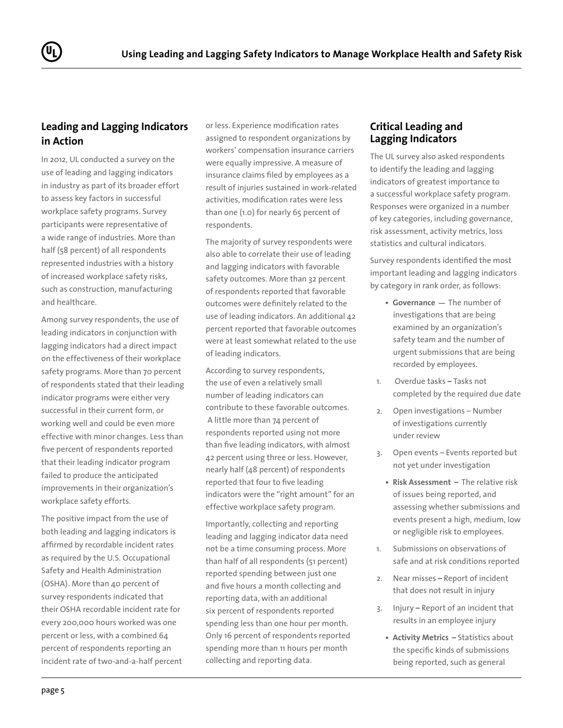## Leading and Lagging Indicators in Action

In 2012, UL conducted a survey on the use of leading and lagging indicators in industry as part of its broader effort to assess key factors in successful workplace safety programs. Survey participants were representative of a wide range of industries. More than half (58 percent) of all respondents represented industries with a history of increased workplace safety risks, such as construction, manufacturing and healthcare.

Among survey respondents, the use of leading indicators in conjunction with lagging indicators had a direct impact on the effectiveness of their workplace safety programs. More than 70 percent of respondents stated that their leading indicator programs were either very successful in their current form, or working well and could be even more effective with minor changes. Less than five percent of respondents reported that their leading indicator program failed to produce the anticipated improvements in their organization's workplace safety efforts.

The positive impact from the use of both leading and lagging indicators is affirmed by recordable incident rates as required by the U.S. Occupational Safety and Health Administration (OSHA). More than 40 percent of survey respondents indicated that their OSHA recordable incident rate for every 200,000 hours worked was one percent or less, with a combined 64 percent of respondents reporting an incident rate of two-and-a-half percent or less. Experience modification rates assigned to respondent organizations by workers' compensation insurance carriers were equally impressive. A measure of insurance claims filed by employees as a result of injuries sustained in work-related activities, modification rates were less than one (1.0) for nearly 65 percent of respondents.

The majority of survey respondents were also able to correlate their use of leading and lagging indicators with favorable safety outcomes. More than 32 percent of respondents reported that favorable outcomes were definitely related to the use of leading indicators. An additional 42 percent reported that favorable outcomes were at least somewhat related to the use of leading indicators.

According to survey respondents, the use of even a relatively small number of leading indicators can contribute to these favorable outcomes. A little more than 74 percent of respondents reported using not more than five leading indicators, with almost 42 percent using three or less. However, nearly half (48 percent) of respondents reported that four to five leading indicators were the "right amount" for an effective workplace safety program.

Importantly, collecting and reporting leading and lagging indicator data need not be a time consuming process. More than half of all respondents (51 percent) reported spending between just one and five hours a month collecting and reporting data, with an additional six percent of respondents reported spending less than one hour per month. Only 16 percent of respondents reported spending more than 11 hours per month collecting and reporting data.

## Critical Leading and Lagging Indicators

The UL survey also asked respondents to identify the leading and lagging indicators of greatest importance to a successful workplace safety program. Responses were organized in a number of key categories, including governance, risk assessment, activity metrics, loss statistics and cultural indicators.

Survey respondents identified the most important leading and lagging indicators by category in rank order, as follows:

- **Governance** — The number of investigations that are being examined by an organization's safety team and the number of urgent submissions that are being recorded by employees.

1. Overdue tasks **–** Tasks not completed by the required due date
2. Open investigations – Number of investigations currently under review
3. Open events – Events reported but not yet under investigation

- **Risk Assessment –** The relative risk of issues being reported, and assessing whether submissions and events present a high, medium, low or negligible risk to employees.

1. Submissions on observations of safe and at risk conditions reported
2. Near misses **–** Report of incident that does not result in injury
3. Injury **–** Report of an incident that results in an employee injury

- **Activity Metrics –** Statistics about the specific kinds of submissions being reported, such as general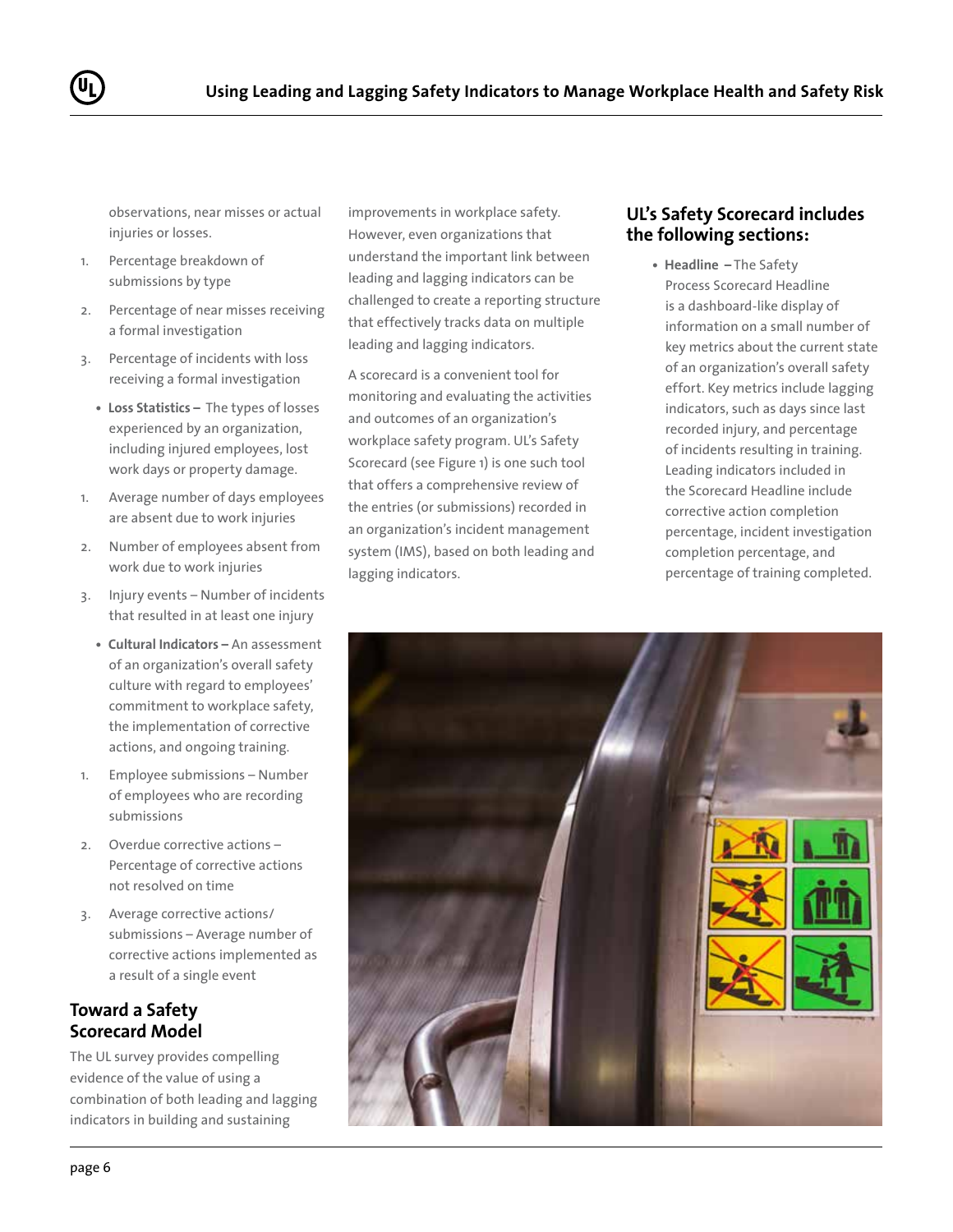observations, near misses or actual injuries or losses.

1. Percentage breakdown of submissions by type
2. Percentage of near misses receiving a formal investigation
3. Percentage of incidents with loss receiving a formal investigation

- **Loss Statistics –** The types of losses experienced by an organization, including injured employees, lost work days or property damage.

1. Average number of days employees are absent due to work injuries
2. Number of employees absent from work due to work injuries
3. Injury events – Number of incidents that resulted in at least one injury

- **Cultural Indicators –** An assessment of an organization's overall safety culture with regard to employees' commitment to workplace safety, the implementation of corrective actions, and ongoing training.

1. Employee submissions – Number of employees who are recording submissions
2. Overdue corrective actions – Percentage of corrective actions not resolved on time
3. Average corrective actions/submissions – Average number of corrective actions implemented as a result of a single event

## Toward a Safety Scorecard Model

The UL survey provides compelling evidence of the value of using a combination of both leading and lagging indicators in building and sustaining improvements in workplace safety. However, even organizations that understand the important link between leading and lagging indicators can be challenged to create a reporting structure that effectively tracks data on multiple leading and lagging indicators.

A scorecard is a convenient tool for monitoring and evaluating the activities and outcomes of an organization's workplace safety program. UL's Safety Scorecard (see Figure 1) is one such tool that offers a comprehensive review of the entries (or submissions) recorded in an organization's incident management system (IMS), based on both leading and lagging indicators.

## UL's Safety Scorecard includes the following sections:

- **Headline –** The Safety Process Scorecard Headline is a dashboard-like display of information on a small number of key metrics about the current state of an organization's overall safety effort. Key metrics include lagging indicators, such as days since last recorded injury, and percentage of incidents resulting in training. Leading indicators included in the Scorecard Headline include corrective action completion percentage, incident investigation completion percentage, and percentage of training completed.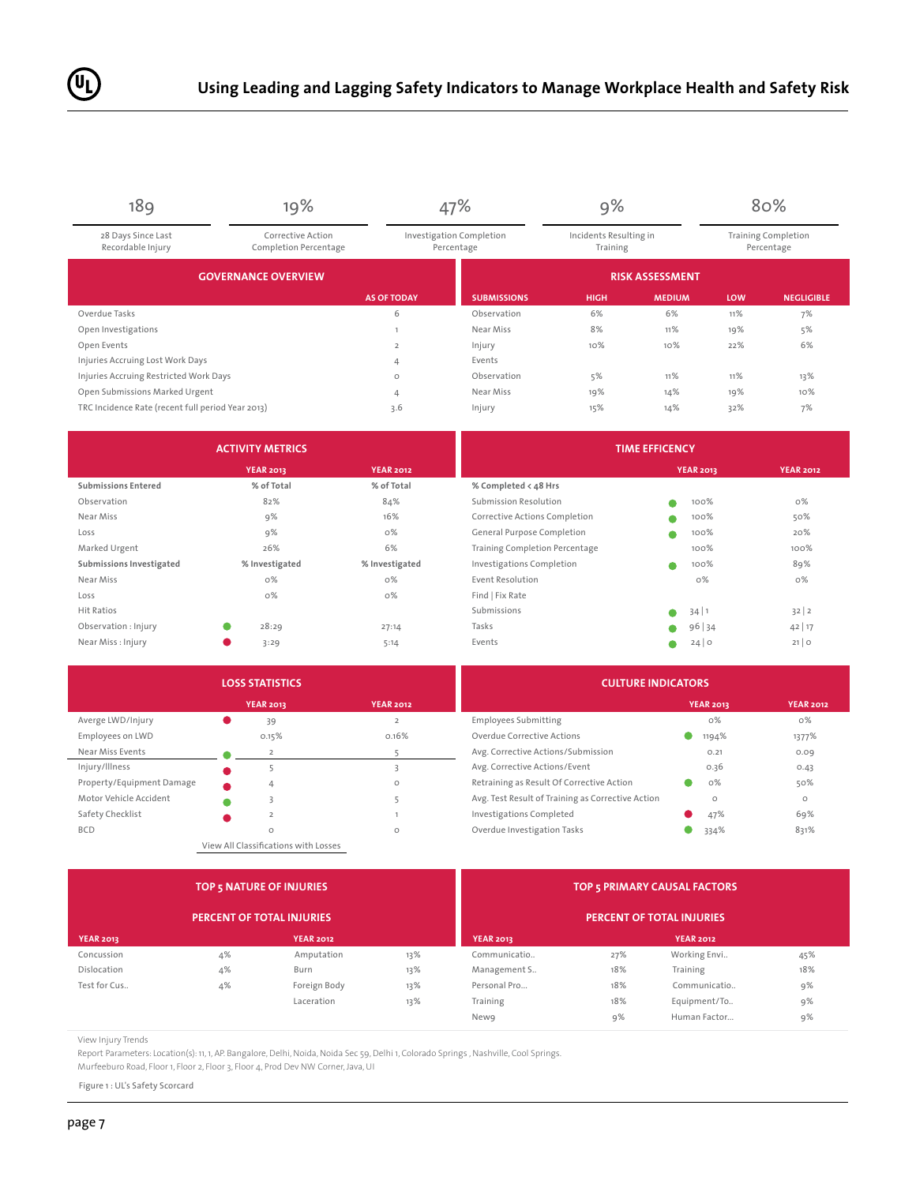| 189 | 19% | 47% | 9% | 80% |
|---|---|---|---|---|
| 28 Days Since Last Recordable Injury | Corrective Action Completion Percentage | Investigation Completion Percentage | Incidents Resulting in Training | Training Completion Percentage |

## GOVERNANCE OVERVIEW

| | AS OF TODAY |
|---|---|
| Overdue Tasks | 6 |
| Open Investigations | 1 |
| Open Events | 2 |
| Injuries Accruing Lost Work Days | 4 |
| Injuries Accruing Restricted Work Days | 0 |
| Open Submissions Marked Urgent | 4 |
| TRC Incidence Rate (recent full period Year 2013) | 3.6 |

## RISK ASSESSMENT

| SUBMISSIONS | HIGH | MEDIUM | LOW | NEGLIGIBLE |
|---|---|---|---|---|
| Observation | 6% | 6% | 11% | 7% |
| Near Miss | 8% | 11% | 19% | 5% |
| Injury | 10% | 10% | 22% | 6% |
| Events | | | | |
| Observation | 5% | 11% | 11% | 13% |
| Near Miss | 19% | 14% | 19% | 10% |
| Injury | 15% | 14% | 32% | 7% |

## ACTIVITY METRICS

| | YEAR 2013 | YEAR 2012 |
|---|---|---|
| **Submissions Entered** | **% of Total** | **% of Total** |
| Observation | 82% | 84% |
| Near Miss | 9% | 16% |
| Loss | 9% | 0% |
| Marked Urgent | 26% | 6% |
| **Submissions Investigated** | **% Investigated** | **% Investigated** |
| Near Miss | 0% | 0% |
| Loss | 0% | 0% |
| Hit Ratios | | |
| Observation : Injury | 28:29 | 27:14 |
| Near Miss : Injury | 3:29 | 5:14 |

## TIME EFFICENCY

| % Completed < 48 Hrs | YEAR 2013 | YEAR 2012 |
|---|---|---|
| Submission Resolution | 100% | 0% |
| Corrective Actions Completion | 100% | 50% |
| General Purpose Completion | 100% | 20% |
| Training Completion Percentage | 100% | 100% |
| Investigations Completion | 100% | 89% |
| Event Resolution | 0% | 0% |
| Find \| Fix Rate | | |
| Submissions | 34 \| 1 | 32 \| 2 |
| Tasks | 96 \| 34 | 42 \| 17 |
| Events | 24 \| 0 | 21 \| 0 |

## LOSS STATISTICS

| | YEAR 2013 | YEAR 2012 |
|---|---|---|
| Averge LWD/Injury | 39 | 2 |
| Employees on LWD | 0.15% | 0.16% |
| Near Miss Events | 2 | 5 |
| Injury/Illness | 5 | 3 |
| Property/Equipment Damage | 4 | 0 |
| Motor Vehicle Accident | 3 | 5 |
| Safety Checklist | 2 | 1 |
| BCD | 0 | 0 |

View All Classifications with Losses

## CULTURE INDICATORS

| | YEAR 2013 | YEAR 2012 |
|---|---|---|
| Employees Submitting | 0% | 0% |
| Overdue Corrective Actions | 1194% | 1377% |
| Avg. Corrective Actions/Submission | 0.21 | 0.09 |
| Avg. Corrective Actions/Event | 0.36 | 0.43 |
| Retraining as Result Of Corrective Action | 0% | 50% |
| Avg. Test Result of Training as Corrective Action | 0 | 0 |
| Investigations Completed | 47% | 69% |
| Overdue Investigation Tasks | 334% | 831% |

## TOP 5 NATURE OF INJURIES

### PERCENT OF TOTAL INJURIES

| YEAR 2013 | | YEAR 2012 | |
|---|---|---|---|
| Concussion | 4% | Amputation | 13% |
| Dislocation | 4% | Burn | 13% |
| Test for Cus.. | 4% | Foreign Body | 13% |
| | | Laceration | 13% |

## TOP 5 PRIMARY CAUSAL FACTORS

### PERCENT OF TOTAL INJURIES

| YEAR 2013 | | YEAR 2012 | |
|---|---|---|---|
| Communicatio.. | 27% | Working Envi.. | 45% |
| Management S.. | 18% | Training | 18% |
| Personal Pro... | 18% | Communicatio.. | 9% |
| Training | 18% | Equipment/To.. | 9% |
| New9 | 9% | Human Factor... | 9% |

View Injury Trends

Report Parameters: Location(s): 11, 1, AP. Bangalore, Delhi, Noida, Noida Sec 59, Delhi 1, Colorado Springs , Nashville, Cool Springs. Murfeeburo Road, Floor 1, Floor 2, Floor 3, Floor 4, Prod Dev NW Corner, Java, UI

Figure 1 : UL's Safety Scorcard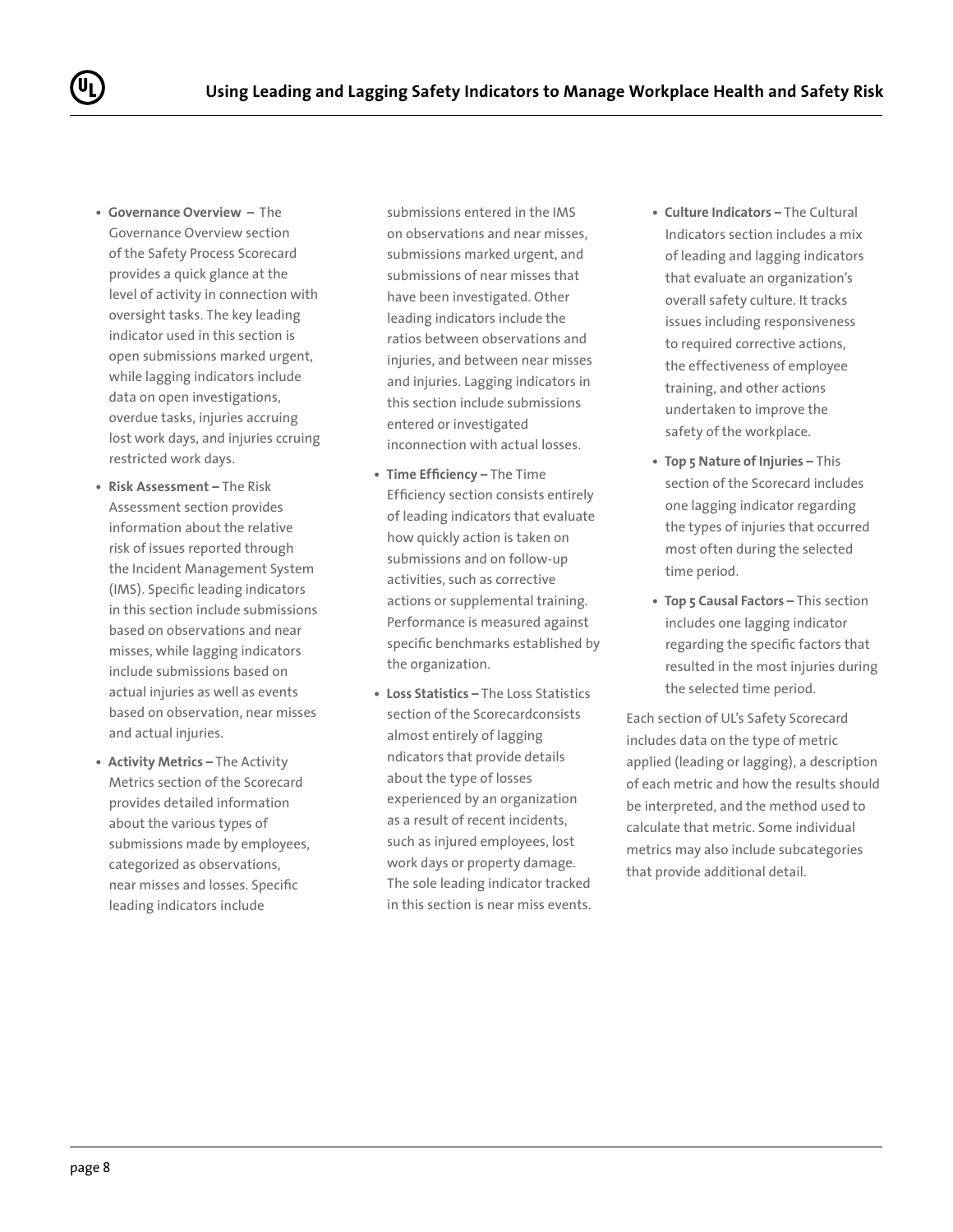- **Governance Overview –** The Governance Overview section of the Safety Process Scorecard provides a quick glance at the level of activity in connection with oversight tasks. The key leading indicator used in this section is open submissions marked urgent, while lagging indicators include data on open investigations, overdue tasks, injuries accruing lost work days, and injuries ccruing restricted work days.
- **Risk Assessment –** The Risk Assessment section provides information about the relative risk of issues reported through the Incident Management System (IMS). Specific leading indicators in this section include submissions based on observations and near misses, while lagging indicators include submissions based on actual injuries as well as events based on observation, near misses and actual injuries.
- **Activity Metrics –** The Activity Metrics section of the Scorecard provides detailed information about the various types of submissions made by employees, categorized as observations, near misses and losses. Specific leading indicators include submissions entered in the IMS on observations and near misses, submissions marked urgent, and submissions of near misses that have been investigated. Other leading indicators include the ratios between observations and injuries, and between near misses and injuries. Lagging indicators in this section include submissions entered or investigated inconnection with actual losses.
- **Time Efficiency –** The Time Efficiency section consists entirely of leading indicators that evaluate how quickly action is taken on submissions and on follow-up activities, such as corrective actions or supplemental training. Performance is measured against specific benchmarks established by the organization.
- **Loss Statistics –** The Loss Statistics section of the Scorecardconsists almost entirely of lagging ndicators that provide details about the type of losses experienced by an organization as a result of recent incidents, such as injured employees, lost work days or property damage. The sole leading indicator tracked in this section is near miss events.
- **Culture Indicators –** The Cultural Indicators section includes a mix of leading and lagging indicators that evaluate an organization's overall safety culture. It tracks issues including responsiveness to required corrective actions, the effectiveness of employee training, and other actions undertaken to improve the safety of the workplace.
- **Top 5 Nature of Injuries –** This section of the Scorecard includes one lagging indicator regarding the types of injuries that occurred most often during the selected time period.
- **Top 5 Causal Factors –** This section includes one lagging indicator regarding the specific factors that resulted in the most injuries during the selected time period.

Each section of UL's Safety Scorecard includes data on the type of metric applied (leading or lagging), a description of each metric and how the results should be interpreted, and the method used to calculate that metric. Some individual metrics may also include subcategories that provide additional detail.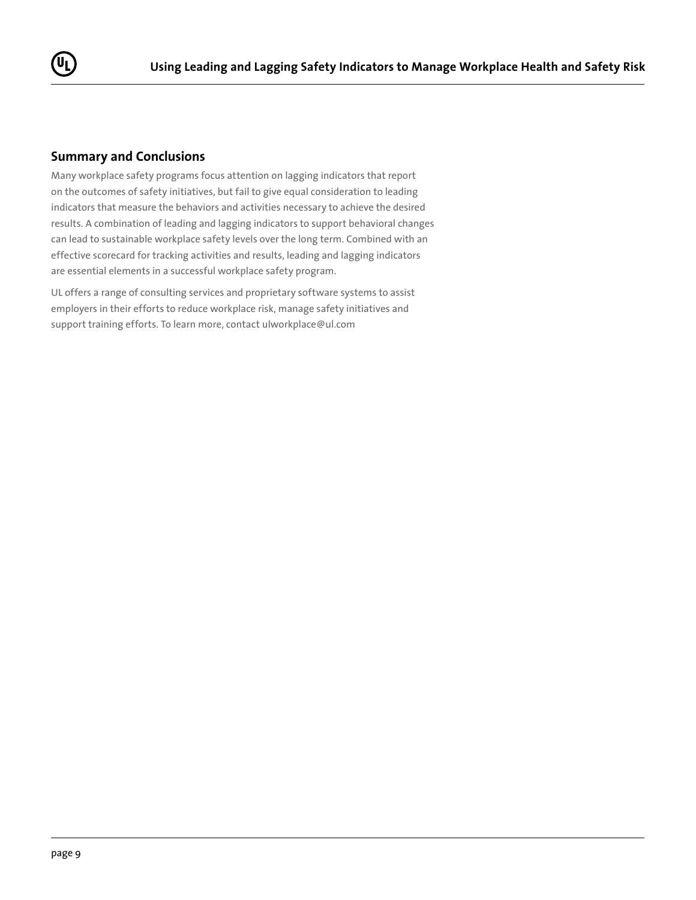## Summary and Conclusions

Many workplace safety programs focus attention on lagging indicators that report on the outcomes of safety initiatives, but fail to give equal consideration to leading indicators that measure the behaviors and activities necessary to achieve the desired results. A combination of leading and lagging indicators to support behavioral changes can lead to sustainable workplace safety levels over the long term. Combined with an effective scorecard for tracking activities and results, leading and lagging indicators are essential elements in a successful workplace safety program.

UL offers a range of consulting services and proprietary software systems to assist employers in their efforts to reduce workplace risk, manage safety initiatives and support training efforts. To learn more, contact ulworkplace@ul.com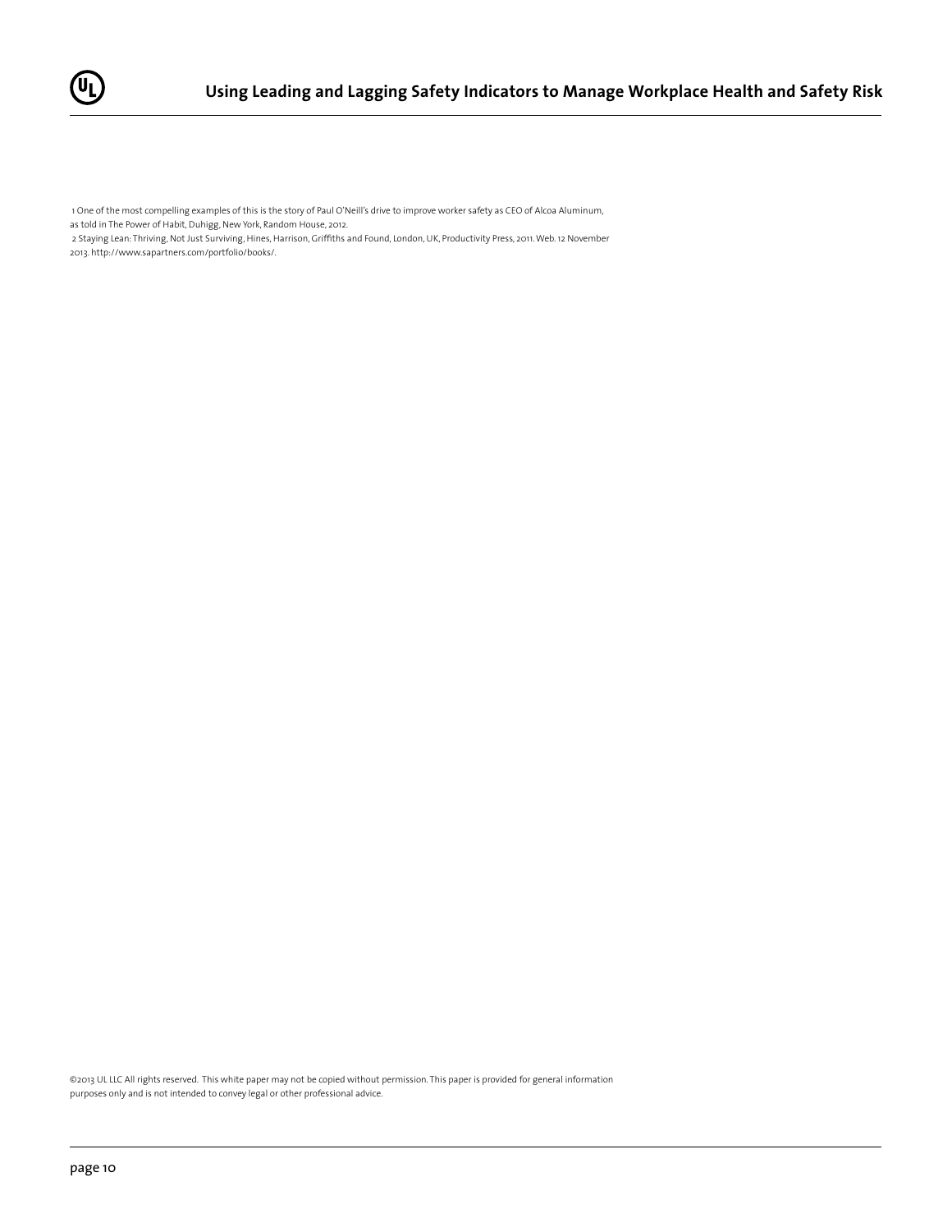1 One of the most compelling examples of this is the story of Paul O'Neill's drive to improve worker safety as CEO of Alcoa Aluminum, as told in The Power of Habit, Duhigg, New York, Random House, 2012.

2 Staying Lean: Thriving, Not Just Surviving, Hines, Harrison, Griffiths and Found, London, UK, Productivity Press, 2011. Web. 12 November 2013. http://www.sapartners.com/portfolio/books/.

©2013 UL LLC All rights reserved. This white paper may not be copied without permission. This paper is provided for general information purposes only and is not intended to convey legal or other professional advice.